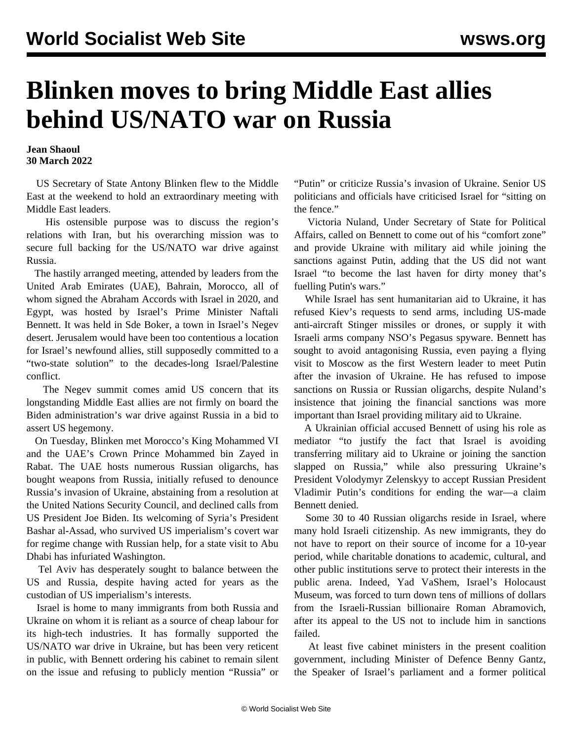# Blinken moves to bring Middle East allies behind US/NATO war on Russia

**Jean Shaoul**
**30 March 2022**

US Secretary of State Antony Blinken flew to the Middle East at the weekend to hold an extraordinary meeting with Middle East leaders.

His ostensible purpose was to discuss the region's relations with Iran, but his overarching mission was to secure full backing for the US/NATO war drive against Russia.

The hastily arranged meeting, attended by leaders from the United Arab Emirates (UAE), Bahrain, Morocco, all of whom signed the Abraham Accords with Israel in 2020, and Egypt, was hosted by Israel's Prime Minister Naftali Bennett. It was held in Sde Boker, a town in Israel's Negev desert. Jerusalem would have been too contentious a location for Israel's newfound allies, still supposedly committed to a "two-state solution" to the decades-long Israel/Palestine conflict.

The Negev summit comes amid US concern that its longstanding Middle East allies are not firmly on board the Biden administration's war drive against Russia in a bid to assert US hegemony.

On Tuesday, Blinken met Morocco's King Mohammed VI and the UAE's Crown Prince Mohammed bin Zayed in Rabat. The UAE hosts numerous Russian oligarchs, has bought weapons from Russia, initially refused to denounce Russia's invasion of Ukraine, abstaining from a resolution at the United Nations Security Council, and declined calls from US President Joe Biden. Its welcoming of Syria's President Bashar al-Assad, who survived US imperialism's covert war for regime change with Russian help, for a state visit to Abu Dhabi has infuriated Washington.

Tel Aviv has desperately sought to balance between the US and Russia, despite having acted for years as the custodian of US imperialism's interests.

Israel is home to many immigrants from both Russia and Ukraine on whom it is reliant as a source of cheap labour for its high-tech industries. It has formally supported the US/NATO war drive in Ukraine, but has been very reticent in public, with Bennett ordering his cabinet to remain silent on the issue and refusing to publicly mention "Russia" or "Putin" or criticize Russia's invasion of Ukraine. Senior US politicians and officials have criticised Israel for "sitting on the fence."

Victoria Nuland, Under Secretary of State for Political Affairs, called on Bennett to come out of his "comfort zone" and provide Ukraine with military aid while joining the sanctions against Putin, adding that the US did not want Israel "to become the last haven for dirty money that's fuelling Putin's wars."

While Israel has sent humanitarian aid to Ukraine, it has refused Kiev's requests to send arms, including US-made anti-aircraft Stinger missiles or drones, or supply it with Israeli arms company NSO's Pegasus spyware. Bennett has sought to avoid antagonising Russia, even paying a flying visit to Moscow as the first Western leader to meet Putin after the invasion of Ukraine. He has refused to impose sanctions on Russia or Russian oligarchs, despite Nuland's insistence that joining the financial sanctions was more important than Israel providing military aid to Ukraine.

A Ukrainian official accused Bennett of using his role as mediator "to justify the fact that Israel is avoiding transferring military aid to Ukraine or joining the sanction slapped on Russia," while also pressuring Ukraine's President Volodymyr Zelenskyy to accept Russian President Vladimir Putin's conditions for ending the war—a claim Bennett denied.

Some 30 to 40 Russian oligarchs reside in Israel, where many hold Israeli citizenship. As new immigrants, they do not have to report on their source of income for a 10-year period, while charitable donations to academic, cultural, and other public institutions serve to protect their interests in the public arena. Indeed, Yad VaShem, Israel's Holocaust Museum, was forced to turn down tens of millions of dollars from the Israeli-Russian billionaire Roman Abramovich, after its appeal to the US not to include him in sanctions failed.

At least five cabinet ministers in the present coalition government, including Minister of Defence Benny Gantz, the Speaker of Israel's parliament and a former political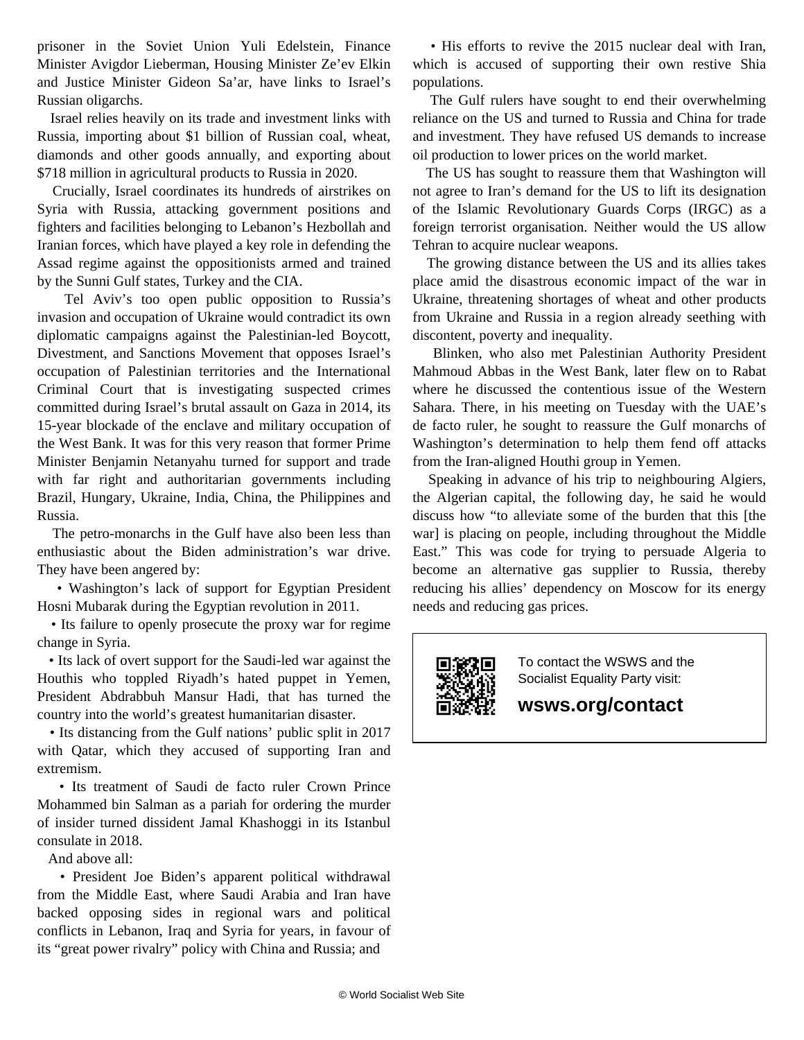prisoner in the Soviet Union Yuli Edelstein, Finance Minister Avigdor Lieberman, Housing Minister Ze'ev Elkin and Justice Minister Gideon Sa'ar, have links to Israel's Russian oligarchs.

Israel relies heavily on its trade and investment links with Russia, importing about $1 billion of Russian coal, wheat, diamonds and other goods annually, and exporting about $718 million in agricultural products to Russia in 2020.

Crucially, Israel coordinates its hundreds of airstrikes on Syria with Russia, attacking government positions and fighters and facilities belonging to Lebanon's Hezbollah and Iranian forces, which have played a key role in defending the Assad regime against the oppositionists armed and trained by the Sunni Gulf states, Turkey and the CIA.

Tel Aviv's too open public opposition to Russia's invasion and occupation of Ukraine would contradict its own diplomatic campaigns against the Palestinian-led Boycott, Divestment, and Sanctions Movement that opposes Israel's occupation of Palestinian territories and the International Criminal Court that is investigating suspected crimes committed during Israel's brutal assault on Gaza in 2014, its 15-year blockade of the enclave and military occupation of the West Bank. It was for this very reason that former Prime Minister Benjamin Netanyahu turned for support and trade with far right and authoritarian governments including Brazil, Hungary, Ukraine, India, China, the Philippines and Russia.

The petro-monarchs in the Gulf have also been less than enthusiastic about the Biden administration's war drive. They have been angered by:

• Washington's lack of support for Egyptian President Hosni Mubarak during the Egyptian revolution in 2011.

• Its failure to openly prosecute the proxy war for regime change in Syria.

• Its lack of overt support for the Saudi-led war against the Houthis who toppled Riyadh's hated puppet in Yemen, President Abdrabbuh Mansur Hadi, that has turned the country into the world's greatest humanitarian disaster.

• Its distancing from the Gulf nations' public split in 2017 with Qatar, which they accused of supporting Iran and extremism.

• Its treatment of Saudi de facto ruler Crown Prince Mohammed bin Salman as a pariah for ordering the murder of insider turned dissident Jamal Khashoggi in its Istanbul consulate in 2018.

And above all:

• President Joe Biden's apparent political withdrawal from the Middle East, where Saudi Arabia and Iran have backed opposing sides in regional wars and political conflicts in Lebanon, Iraq and Syria for years, in favour of its "great power rivalry" policy with China and Russia; and

• His efforts to revive the 2015 nuclear deal with Iran, which is accused of supporting their own restive Shia populations.

The Gulf rulers have sought to end their overwhelming reliance on the US and turned to Russia and China for trade and investment. They have refused US demands to increase oil production to lower prices on the world market.

The US has sought to reassure them that Washington will not agree to Iran's demand for the US to lift its designation of the Islamic Revolutionary Guards Corps (IRGC) as a foreign terrorist organisation. Neither would the US allow Tehran to acquire nuclear weapons.

The growing distance between the US and its allies takes place amid the disastrous economic impact of the war in Ukraine, threatening shortages of wheat and other products from Ukraine and Russia in a region already seething with discontent, poverty and inequality.

Blinken, who also met Palestinian Authority President Mahmoud Abbas in the West Bank, later flew on to Rabat where he discussed the contentious issue of the Western Sahara. There, in his meeting on Tuesday with the UAE's de facto ruler, he sought to reassure the Gulf monarchs of Washington's determination to help them fend off attacks from the Iran-aligned Houthi group in Yemen.

Speaking in advance of his trip to neighbouring Algiers, the Algerian capital, the following day, he said he would discuss how "to alleviate some of the burden that this [the war] is placing on people, including throughout the Middle East." This was code for trying to persuade Algeria to become an alternative gas supplier to Russia, thereby reducing his allies' dependency on Moscow for its energy needs and reducing gas prices.

To contact the WSWS and the Socialist Equality Party visit:

**wsws.org/contact**